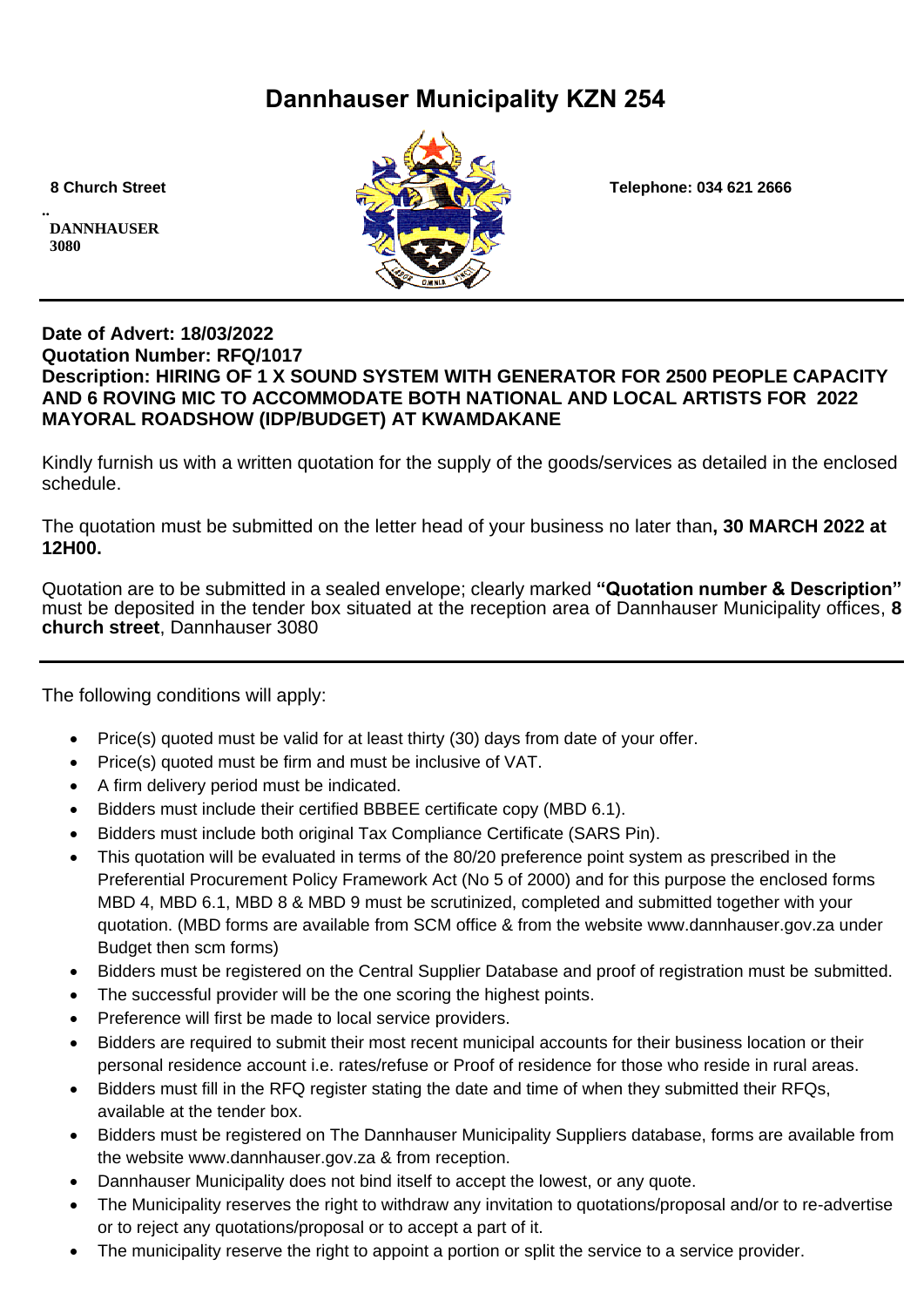# Dannhauser Municipality KZN 254

8 Church Street

..
DANNHAUSER
3080

Telephone: 034 621 2666

---

**Date of Advert: 18/03/2022**
**Quotation Number: RFQ/1017**
**Description: HIRING OF 1 X SOUND SYSTEM WITH GENERATOR FOR 2500 PEOPLE CAPACITY AND 6 ROVING MIC TO ACCOMMODATE BOTH NATIONAL AND LOCAL ARTISTS FOR 2022 MAYORAL ROADSHOW (IDP/BUDGET) AT KWAMDAKANE**

Kindly furnish us with a written quotation for the supply of the goods/services as detailed in the enclosed schedule.

The quotation must be submitted on the letter head of your business no later than**, 30 MARCH 2022 at 12H00.**

Quotation are to be submitted in a sealed envelope; clearly marked **"Quotation number & Description"** must be deposited in the tender box situated at the reception area of Dannhauser Municipality offices, **8 church street**, Dannhauser 3080

---

The following conditions will apply:

- Price(s) quoted must be valid for at least thirty (30) days from date of your offer.
- Price(s) quoted must be firm and must be inclusive of VAT.
- A firm delivery period must be indicated.
- Bidders must include their certified BBBEE certificate copy (MBD 6.1).
- Bidders must include both original Tax Compliance Certificate (SARS Pin).
- This quotation will be evaluated in terms of the 80/20 preference point system as prescribed in the Preferential Procurement Policy Framework Act (No 5 of 2000) and for this purpose the enclosed forms MBD 4, MBD 6.1, MBD 8 & MBD 9 must be scrutinized, completed and submitted together with your quotation. (MBD forms are available from SCM office & from the website www.dannhauser.gov.za under Budget then scm forms)
- Bidders must be registered on the Central Supplier Database and proof of registration must be submitted.
- The successful provider will be the one scoring the highest points.
- Preference will first be made to local service providers.
- Bidders are required to submit their most recent municipal accounts for their business location or their personal residence account i.e. rates/refuse or Proof of residence for those who reside in rural areas.
- Bidders must fill in the RFQ register stating the date and time of when they submitted their RFQs, available at the tender box.
- Bidders must be registered on The Dannhauser Municipality Suppliers database, forms are available from the website www.dannhauser.gov.za & from reception.
- Dannhauser Municipality does not bind itself to accept the lowest, or any quote.
- The Municipality reserves the right to withdraw any invitation to quotations/proposal and/or to re-advertise or to reject any quotations/proposal or to accept a part of it.
- The municipality reserve the right to appoint a portion or split the service to a service provider.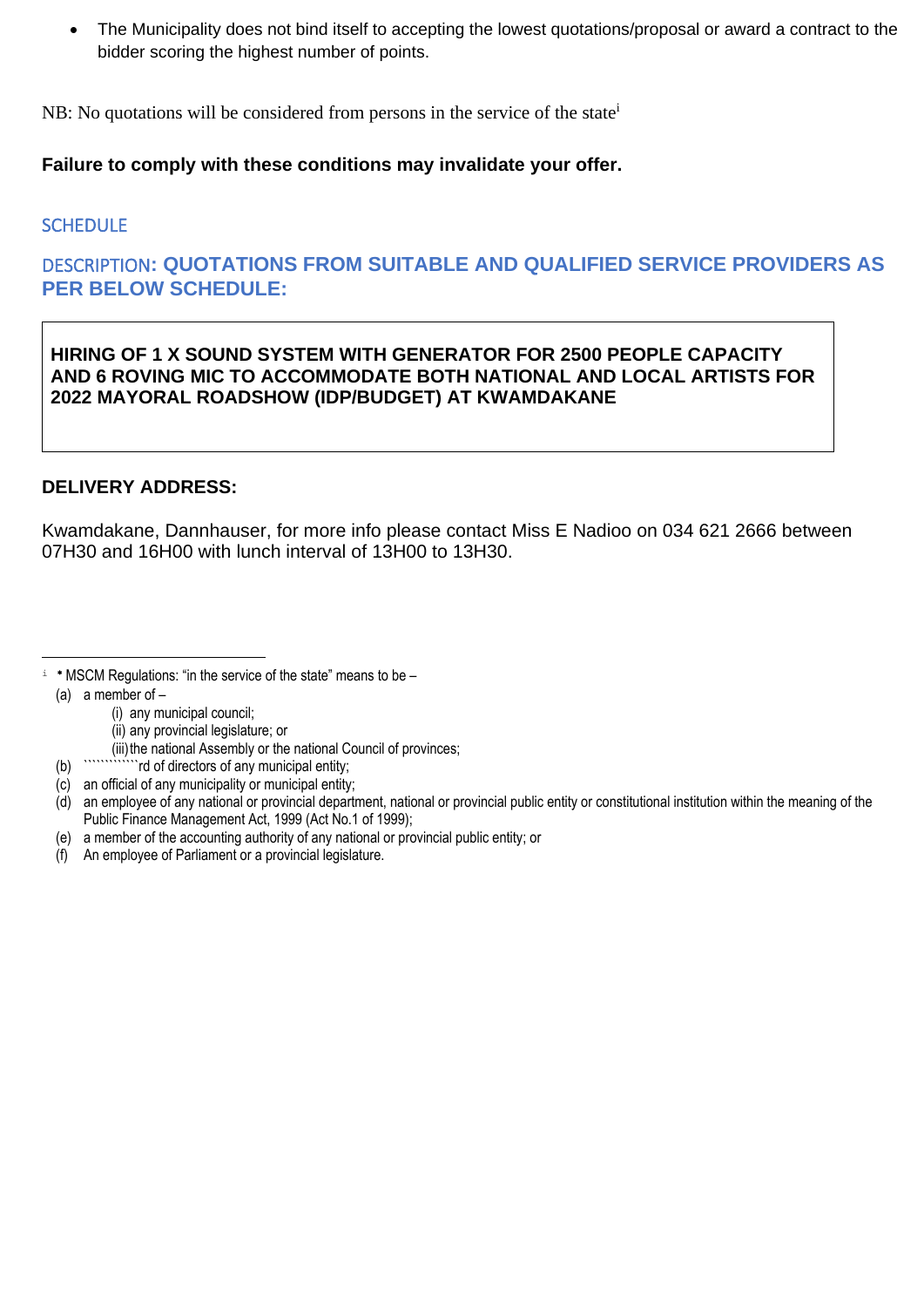- The Municipality does not bind itself to accepting the lowest quotations/proposal or award a contract to the bidder scoring the highest number of points.

NB: No quotations will be considered from persons in the service of the state[i]

**Failure to comply with these conditions may invalidate your offer.**

## SCHEDULE

## DESCRIPTION: QUOTATIONS FROM SUITABLE AND QUALIFIED SERVICE PROVIDERS AS PER BELOW SCHEDULE:

**HIRING OF 1 X SOUND SYSTEM WITH GENERATOR FOR 2500 PEOPLE CAPACITY AND 6 ROVING MIC TO ACCOMMODATE BOTH NATIONAL AND LOCAL ARTISTS FOR 2022 MAYORAL ROADSHOW (IDP/BUDGET) AT KWAMDAKANE**

**DELIVERY ADDRESS:**

Kwamdakane, Dannhauser, for more info please contact Miss E Nadioo on 034 621 2666 between 07H30 and 16H00 with lunch interval of 13H00 to 13H30.

---

[i] * MSCM Regulations: "in the service of the state" means to be –

(a) a member of –
 (i) any municipal council;
 (ii) any provincial legislature; or
 (iii) the national Assembly or the national Council of provinces;
(b) ````````````rd of directors of any municipal entity;
(c) an official of any municipality or municipal entity;
(d) an employee of any national or provincial department, national or provincial public entity or constitutional institution within the meaning of the Public Finance Management Act, 1999 (Act No.1 of 1999);
(e) a member of the accounting authority of any national or provincial public entity; or
(f) An employee of Parliament or a provincial legislature.